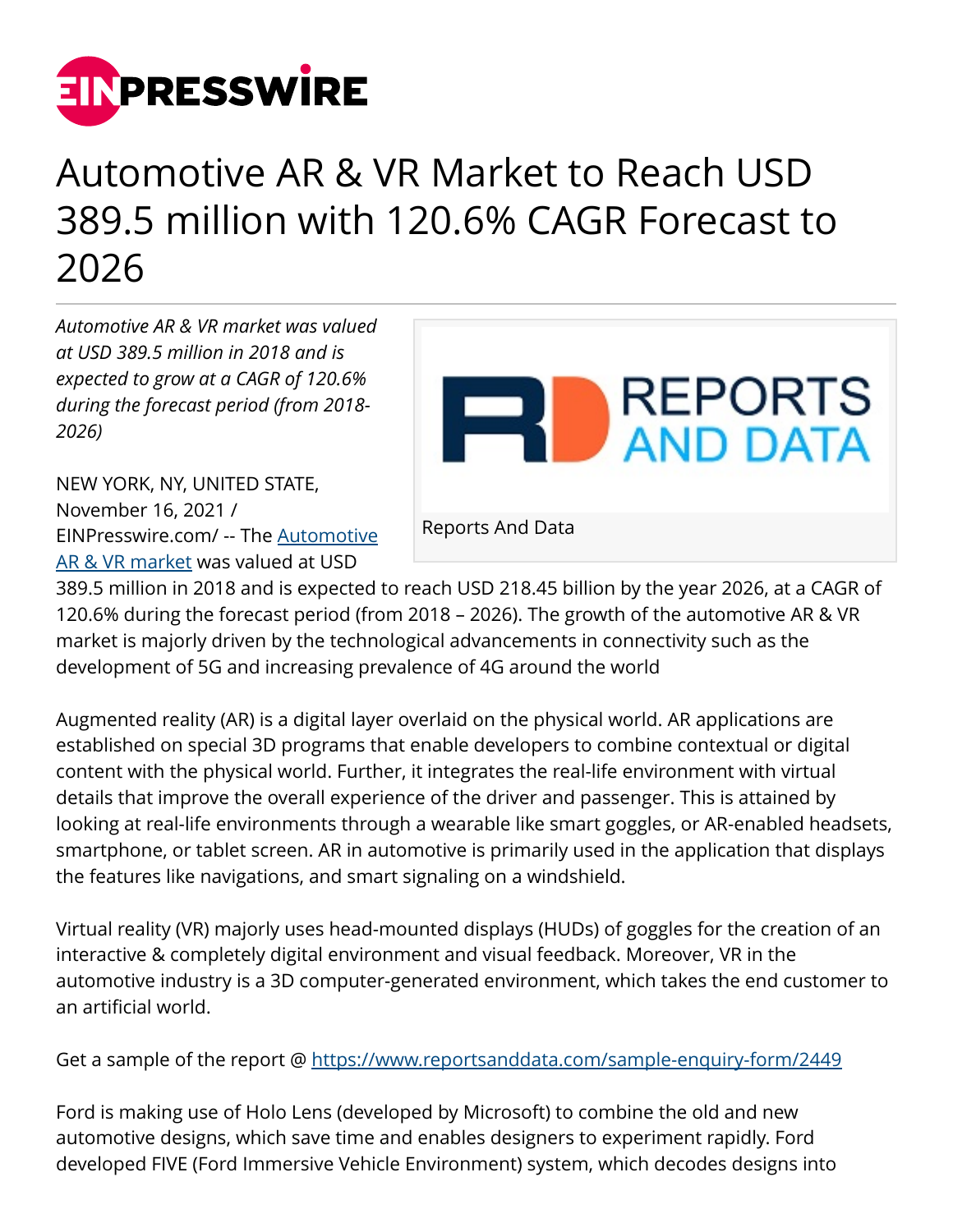# Automotive AR & VR Market to Reach USD 389.5 million with 120.6% CAGR Forecast to 2026

*Automotive AR & VR market was valued at USD 389.5 million in 2018 and is expected to grow at a CAGR of 120.6% during the forecast period (from 2018-2026)*

Reports And Data

NEW YORK, NY, UNITED STATE, November 16, 2021 / EINPresswire.com/ -- The [Automotive AR & VR market](https://www.reportsanddata.com) was valued at USD 389.5 million in 2018 and is expected to reach USD 218.45 billion by the year 2026, at a CAGR of 120.6% during the forecast period (from 2018 – 2026). The growth of the automotive AR & VR market is majorly driven by the technological advancements in connectivity such as the development of 5G and increasing prevalence of 4G around the world

Augmented reality (AR) is a digital layer overlaid on the physical world. AR applications are established on special 3D programs that enable developers to combine contextual or digital content with the physical world. Further, it integrates the real-life environment with virtual details that improve the overall experience of the driver and passenger. This is attained by looking at real-life environments through a wearable like smart goggles, or AR-enabled headsets, smartphone, or tablet screen. AR in automotive is primarily used in the application that displays the features like navigations, and smart signaling on a windshield.

Virtual reality (VR) majorly uses head-mounted displays (HUDs) of goggles for the creation of an interactive & completely digital environment and visual feedback. Moreover, VR in the automotive industry is a 3D computer-generated environment, which takes the end customer to an artificial world.

Get a sample of the report @ https://www.reportsanddata.com/sample-enquiry-form/2449

Ford is making use of Holo Lens (developed by Microsoft) to combine the old and new automotive designs, which save time and enables designers to experiment rapidly. Ford developed FIVE (Ford Immersive Vehicle Environment) system, which decodes designs into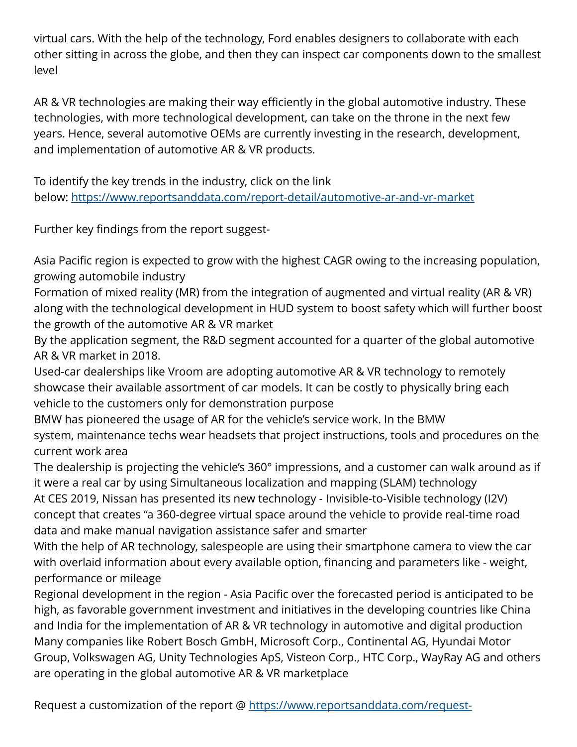virtual cars. With the help of the technology, Ford enables designers to collaborate with each other sitting in across the globe, and then they can inspect car components down to the smallest level

AR & VR technologies are making their way efficiently in the global automotive industry. These technologies, with more technological development, can take on the throne in the next few years. Hence, several automotive OEMs are currently investing in the research, development, and implementation of automotive AR & VR products.

To identify the key trends in the industry, click on the link below: [https://www.reportsanddata.com/report-detail/automotive-ar-and-vr-market](https://www.reportsanddata.com/report-detail/automotive-ar-and-vr-market)

Further key findings from the report suggest-

Asia Pacific region is expected to grow with the highest CAGR owing to the increasing population, growing automobile industry
Formation of mixed reality (MR) from the integration of augmented and virtual reality (AR & VR) along with the technological development in HUD system to boost safety which will further boost the growth of the automotive AR & VR market
By the application segment, the R&D segment accounted for a quarter of the global automotive AR & VR market in 2018.
Used-car dealerships like Vroom are adopting automotive AR & VR technology to remotely showcase their available assortment of car models. It can be costly to physically bring each vehicle to the customers only for demonstration purpose
BMW has pioneered the usage of AR for the vehicle's service work. In the BMW system, maintenance techs wear headsets that project instructions, tools and procedures on the current work area
The dealership is projecting the vehicle's 360° impressions, and a customer can walk around as if it were a real car by using Simultaneous localization and mapping (SLAM) technology
At CES 2019, Nissan has presented its new technology - Invisible-to-Visible technology (I2V) concept that creates "a 360-degree virtual space around the vehicle to provide real-time road data and make manual navigation assistance safer and smarter
With the help of AR technology, salespeople are using their smartphone camera to view the car with overlaid information about every available option, financing and parameters like - weight, performance or mileage
Regional development in the region - Asia Pacific over the forecasted period is anticipated to be high, as favorable government investment and initiatives in the developing countries like China and India for the implementation of AR & VR technology in automotive and digital production
Many companies like Robert Bosch GmbH, Microsoft Corp., Continental AG, Hyundai Motor Group, Volkswagen AG, Unity Technologies ApS, Visteon Corp., HTC Corp., WayRay AG and others are operating in the global automotive AR & VR marketplace

Request a customization of the report @ [https://www.reportsanddata.com/request-](https://www.reportsanddata.com/request-)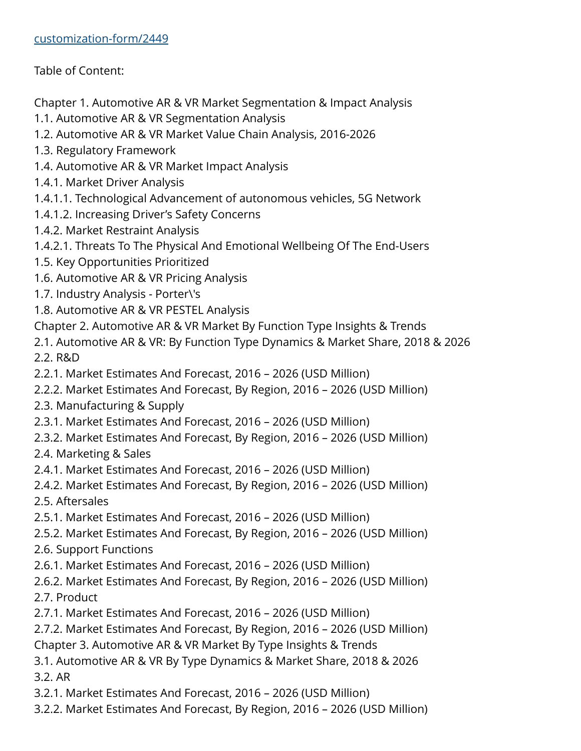[customization-form/2449](customization-form/2449)

Table of Content:

Chapter 1. Automotive AR & VR Market Segmentation & Impact Analysis
1.1. Automotive AR & VR Segmentation Analysis
1.2. Automotive AR & VR Market Value Chain Analysis, 2016-2026
1.3. Regulatory Framework
1.4. Automotive AR & VR Market Impact Analysis
1.4.1. Market Driver Analysis
1.4.1.1. Technological Advancement of autonomous vehicles, 5G Network
1.4.1.2. Increasing Driver's Safety Concerns
1.4.2. Market Restraint Analysis
1.4.2.1. Threats To The Physical And Emotional Wellbeing Of The End-Users
1.5. Key Opportunities Prioritized
1.6. Automotive AR & VR Pricing Analysis
1.7. Industry Analysis - Porter\'s
1.8. Automotive AR & VR PESTEL Analysis
Chapter 2. Automotive AR & VR Market By Function Type Insights & Trends
2.1. Automotive AR & VR: By Function Type Dynamics & Market Share, 2018 & 2026
2.2. R&D
2.2.1. Market Estimates And Forecast, 2016 – 2026 (USD Million)
2.2.2. Market Estimates And Forecast, By Region, 2016 – 2026 (USD Million)
2.3. Manufacturing & Supply
2.3.1. Market Estimates And Forecast, 2016 – 2026 (USD Million)
2.3.2. Market Estimates And Forecast, By Region, 2016 – 2026 (USD Million)
2.4. Marketing & Sales
2.4.1. Market Estimates And Forecast, 2016 – 2026 (USD Million)
2.4.2. Market Estimates And Forecast, By Region, 2016 – 2026 (USD Million)
2.5. Aftersales
2.5.1. Market Estimates And Forecast, 2016 – 2026 (USD Million)
2.5.2. Market Estimates And Forecast, By Region, 2016 – 2026 (USD Million)
2.6. Support Functions
2.6.1. Market Estimates And Forecast, 2016 – 2026 (USD Million)
2.6.2. Market Estimates And Forecast, By Region, 2016 – 2026 (USD Million)
2.7. Product
2.7.1. Market Estimates And Forecast, 2016 – 2026 (USD Million)
2.7.2. Market Estimates And Forecast, By Region, 2016 – 2026 (USD Million)
Chapter 3. Automotive AR & VR Market By Type Insights & Trends
3.1. Automotive AR & VR By Type Dynamics & Market Share, 2018 & 2026
3.2. AR
3.2.1. Market Estimates And Forecast, 2016 – 2026 (USD Million)
3.2.2. Market Estimates And Forecast, By Region, 2016 – 2026 (USD Million)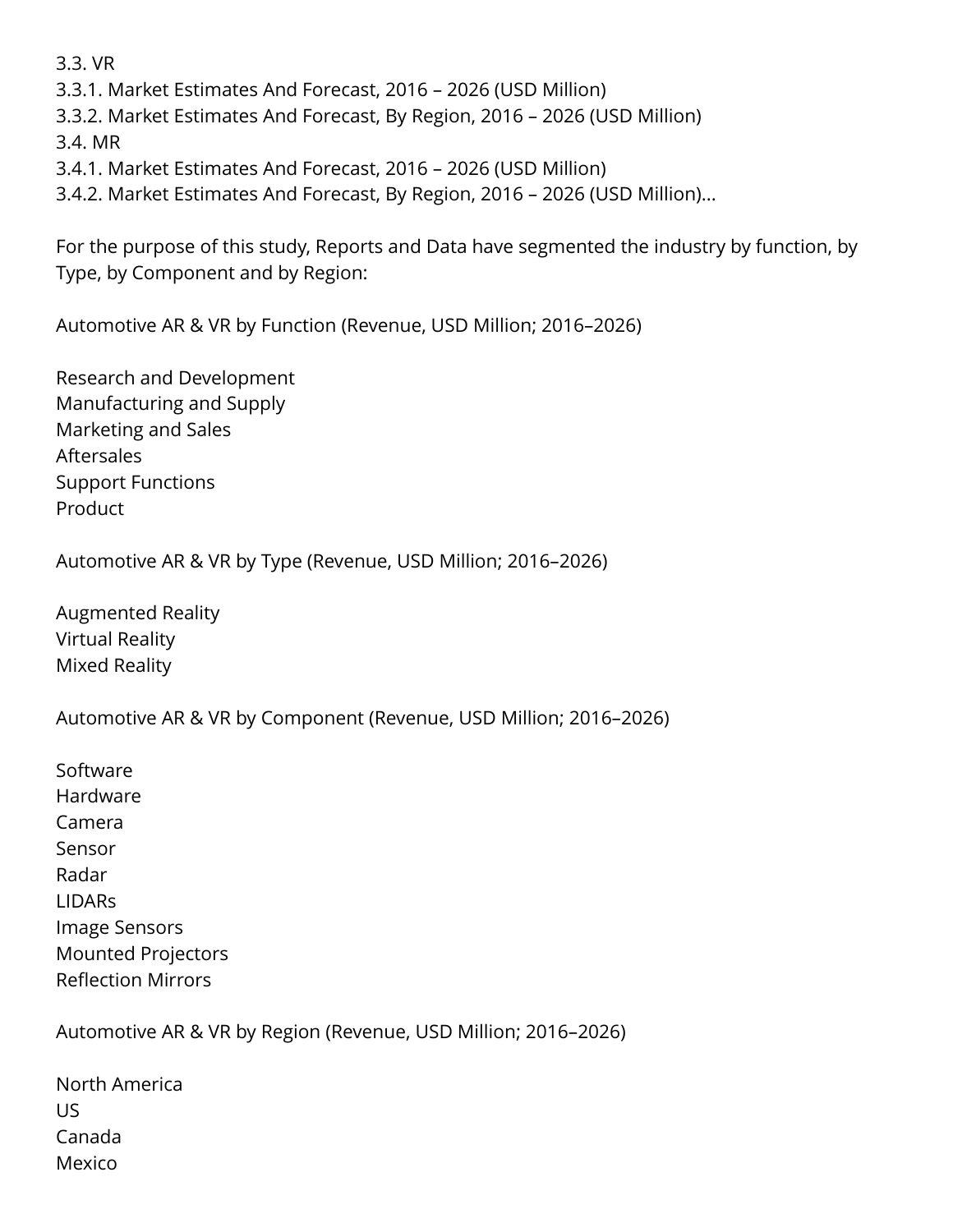3.3. VR
3.3.1. Market Estimates And Forecast, 2016 – 2026 (USD Million)
3.3.2. Market Estimates And Forecast, By Region, 2016 – 2026 (USD Million)
3.4. MR
3.4.1. Market Estimates And Forecast, 2016 – 2026 (USD Million)
3.4.2. Market Estimates And Forecast, By Region, 2016 – 2026 (USD Million)...

For the purpose of this study, Reports and Data have segmented the industry by function, by Type, by Component and by Region:

Automotive AR & VR by Function (Revenue, USD Million; 2016–2026)

Research and Development
Manufacturing and Supply
Marketing and Sales
Aftersales
Support Functions
Product

Automotive AR & VR by Type (Revenue, USD Million; 2016–2026)

Augmented Reality
Virtual Reality
Mixed Reality

Automotive AR & VR by Component (Revenue, USD Million; 2016–2026)

Software
Hardware
Camera
Sensor
Radar
LIDARs
Image Sensors
Mounted Projectors
Reflection Mirrors

Automotive AR & VR by Region (Revenue, USD Million; 2016–2026)

North America
US
Canada
Mexico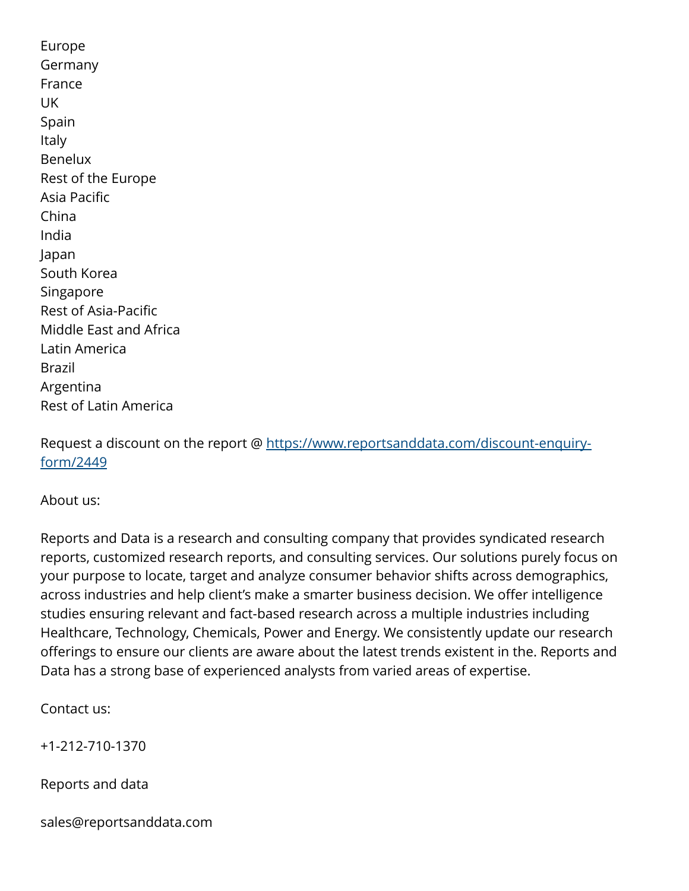Europe
Germany
France
UK
Spain
Italy
Benelux
Rest of the Europe
Asia Pacific
China
India
Japan
South Korea
Singapore
Rest of Asia-Pacific
Middle East and Africa
Latin America
Brazil
Argentina
Rest of Latin America

Request a discount on the report @ [https://www.reportsanddata.com/discount-enquiry-form/2449](https://www.reportsanddata.com/discount-enquiry-form/2449)

About us:

Reports and Data is a research and consulting company that provides syndicated research reports, customized research reports, and consulting services. Our solutions purely focus on your purpose to locate, target and analyze consumer behavior shifts across demographics, across industries and help client's make a smarter business decision. We offer intelligence studies ensuring relevant and fact-based research across a multiple industries including Healthcare, Technology, Chemicals, Power and Energy. We consistently update our research offerings to ensure our clients are aware about the latest trends existent in the. Reports and Data has a strong base of experienced analysts from varied areas of expertise.

Contact us:

+1-212-710-1370

Reports and data

sales@reportsanddata.com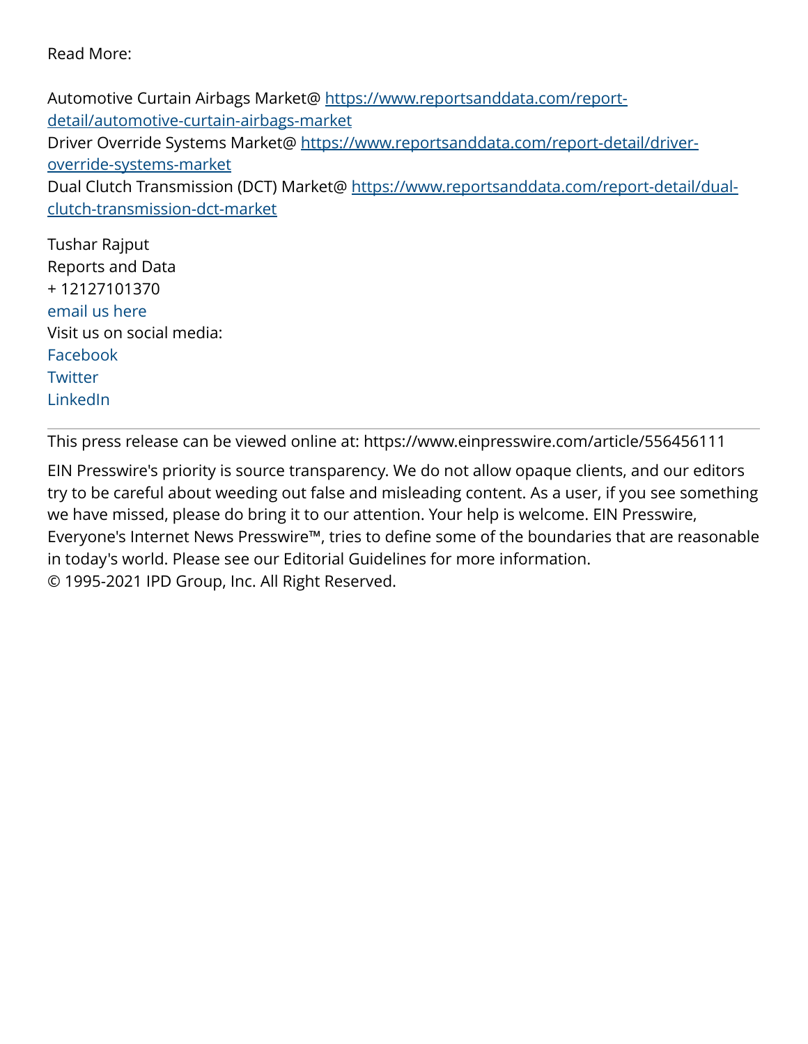Read More:

Automotive Curtain Airbags Market@ https://www.reportsanddata.com/report-detail/automotive-curtain-airbags-market
Driver Override Systems Market@ https://www.reportsanddata.com/report-detail/driver-override-systems-market
Dual Clutch Transmission (DCT) Market@ https://www.reportsanddata.com/report-detail/dual-clutch-transmission-dct-market

Tushar Rajput
Reports and Data
+ 12127101370
email us here
Visit us on social media:
Facebook
Twitter
LinkedIn

---

This press release can be viewed online at: https://www.einpresswire.com/article/556456111

EIN Presswire's priority is source transparency. We do not allow opaque clients, and our editors try to be careful about weeding out false and misleading content. As a user, if you see something we have missed, please do bring it to our attention. Your help is welcome. EIN Presswire, Everyone's Internet News Presswire™, tries to define some of the boundaries that are reasonable in today's world. Please see our Editorial Guidelines for more information.
© 1995-2021 IPD Group, Inc. All Right Reserved.